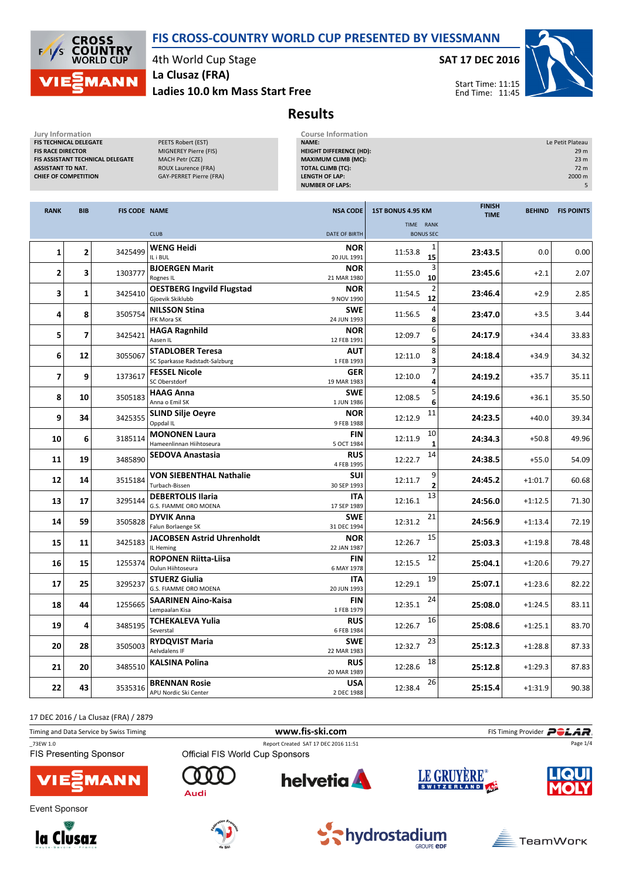# FIS CROSS-COUNTRY WORLD CUP PRESENTED BY VIESSMANN

4th World Cup Stage

**SAT 17 DEC 2016**

## La Clusaz (FRA)

## Ladies 10.0 km Mass Start Free

Start Time: 11:15
End Time: 11:45

# Results

| Jury Information | |
|---|---|
| FIS TECHNICAL DELEGATE | PEETS Robert (EST) |
| FIS RACE DIRECTOR | MIGNEREY Pierre (FIS) |
| FIS ASSISTANT TECHNICAL DELEGATE | MACH Petr (CZE) |
| ASSISTANT TD NAT. | ROUX Laurence (FRA) |
| CHIEF OF COMPETITION | GAY-PERRET Pierre (FRA) |

| Course Information | |
|---|---|
| NAME: | Le Petit Plateau |
| HEIGHT DIFFERENCE (HD): | 29 m |
| MAXIMUM CLIMB (MC): | 23 m |
| TOTAL CLIMB (TC): | 72 m |
| LENGTH OF LAP: | 2000 m |
| NUMBER OF LAPS: | 5 |

| RANK | BIB | FIS CODE | NAME / CLUB | NSA CODE / DATE OF BIRTH | 1ST BONUS 4.95 KM TIME | RANK | BONUS SEC | FINISH TIME | BEHIND | FIS POINTS |
|---|---|---|---|---|---|---|---|---|---|---|
| 1 | 2 | 3425499 | **WENG Heidi** / IL i BUL | NOR / 20 JUL 1991 | 11:53.8 | 1 | 15 | 23:43.5 | 0.0 | 0.00 |
| 2 | 3 | 1303777 | **BJOERGEN Marit** / Rognes IL | NOR / 21 MAR 1980 | 11:55.0 | 3 | 10 | 23:45.6 | +2.1 | 2.07 |
| 3 | 1 | 3425410 | **OESTBERG Ingvild Flugstad** / Gjoevik Skiklubb | NOR / 9 NOV 1990 | 11:54.5 | 2 | 12 | 23:46.4 | +2.9 | 2.85 |
| 4 | 8 | 3505754 | **NILSSON Stina** / IFK Mora SK | SWE / 24 JUN 1993 | 11:56.5 | 4 | 8 | 23:47.0 | +3.5 | 3.44 |
| 5 | 7 | 3425421 | **HAGA Ragnhild** / Aasen IL | NOR / 12 FEB 1991 | 12:09.7 | 6 | 5 | 24:17.9 | +34.4 | 33.83 |
| 6 | 12 | 3055067 | **STADLOBER Teresa** / SC Sparkasse Radstadt-Salzburg | AUT / 1 FEB 1993 | 12:11.0 | 8 | 3 | 24:18.4 | +34.9 | 34.32 |
| 7 | 9 | 1373617 | **FESSEL Nicole** / SC Oberstdorf | GER / 19 MAR 1983 | 12:10.0 | 7 | 4 | 24:19.2 | +35.7 | 35.11 |
| 8 | 10 | 3505183 | **HAAG Anna** / Anna o Emil SK | SWE / 1 JUN 1986 | 12:08.5 | 5 | 6 | 24:19.6 | +36.1 | 35.50 |
| 9 | 34 | 3425355 | **SLIND Silje Oeyre** / Oppdal IL | NOR / 9 FEB 1988 | 12:12.9 | 11 | | 24:23.5 | +40.0 | 39.34 |
| 10 | 6 | 3185114 | **MONONEN Laura** / Hameenlinnan Hiihtoseura | FIN / 5 OCT 1984 | 12:11.9 | 10 | 1 | 24:34.3 | +50.8 | 49.96 |
| 11 | 19 | 3485890 | **SEDOVA Anastasia** | RUS / 4 FEB 1995 | 12:22.7 | 14 | | 24:38.5 | +55.0 | 54.09 |
| 12 | 14 | 3515184 | **VON SIEBENTHAL Nathalie** / Turbach-Bissen | SUI / 30 SEP 1993 | 12:11.7 | 9 | 2 | 24:45.2 | +1:01.7 | 60.68 |
| 13 | 17 | 3295144 | **DEBERTOLIS Ilaria** / G.S. FIAMME ORO MOENA | ITA / 17 SEP 1989 | 12:16.1 | 13 | | 24:56.0 | +1:12.5 | 71.30 |
| 14 | 59 | 3505828 | **DYVIK Anna** / Falun Borlaenge SK | SWE / 31 DEC 1994 | 12:31.2 | 21 | | 24:56.9 | +1:13.4 | 72.19 |
| 15 | 11 | 3425183 | **JACOBSEN Astrid Uhrenholdt** / IL Heming | NOR / 22 JAN 1987 | 12:26.7 | 15 | | 25:03.3 | +1:19.8 | 78.48 |
| 16 | 15 | 1255374 | **ROPONEN Riitta-Liisa** / Oulun Hiihtoseura | FIN / 6 MAY 1978 | 12:15.5 | 12 | | 25:04.1 | +1:20.6 | 79.27 |
| 17 | 25 | 3295237 | **STUERZ Giulia** / G.S. FIAMME ORO MOENA | ITA / 20 JUN 1993 | 12:29.1 | 19 | | 25:07.1 | +1:23.6 | 82.22 |
| 18 | 44 | 1255665 | **SAARINEN Aino-Kaisa** / Lempaalan Kisa | FIN / 1 FEB 1979 | 12:35.1 | 24 | | 25:08.0 | +1:24.5 | 83.11 |
| 19 | 4 | 3485195 | **TCHEKALEVA Yulia** / Severstal | RUS / 6 FEB 1984 | 12:26.7 | 16 | | 25:08.6 | +1:25.1 | 83.70 |
| 20 | 28 | 3505003 | **RYDQVIST Maria** / Aelvdalens IF | SWE / 22 MAR 1983 | 12:32.7 | 23 | | 25:12.3 | +1:28.8 | 87.33 |
| 21 | 20 | 3485510 | **KALSINA Polina** | RUS / 20 MAR 1989 | 12:28.6 | 18 | | 25:12.8 | +1:29.3 | 87.83 |
| 22 | 43 | 3535316 | **BRENNAN Rosie** / APU Nordic Ski Center | USA / 2 DEC 1988 | 12:38.4 | 26 | | 25:15.4 | +1:31.9 | 90.38 |

17 DEC 2016 / La Clusaz (FRA) / 2879

Timing and Data Service by Swiss Timing | www.fis-ski.com | FIS Timing Provider POLAR

_73EW 1.0 | Report Created SAT 17 DEC 2016 11:51

FIS Presenting Sponsor: VIESSMANN

Official FIS World Cup Sponsors: Audi, helvetia, LE GRUYÈRE SWITZERLAND, LIQUI MOLY

Event Sponsor: la Clusaz, Fédération Française de Ski, hydrostadium GROUPE EDF, TeamWork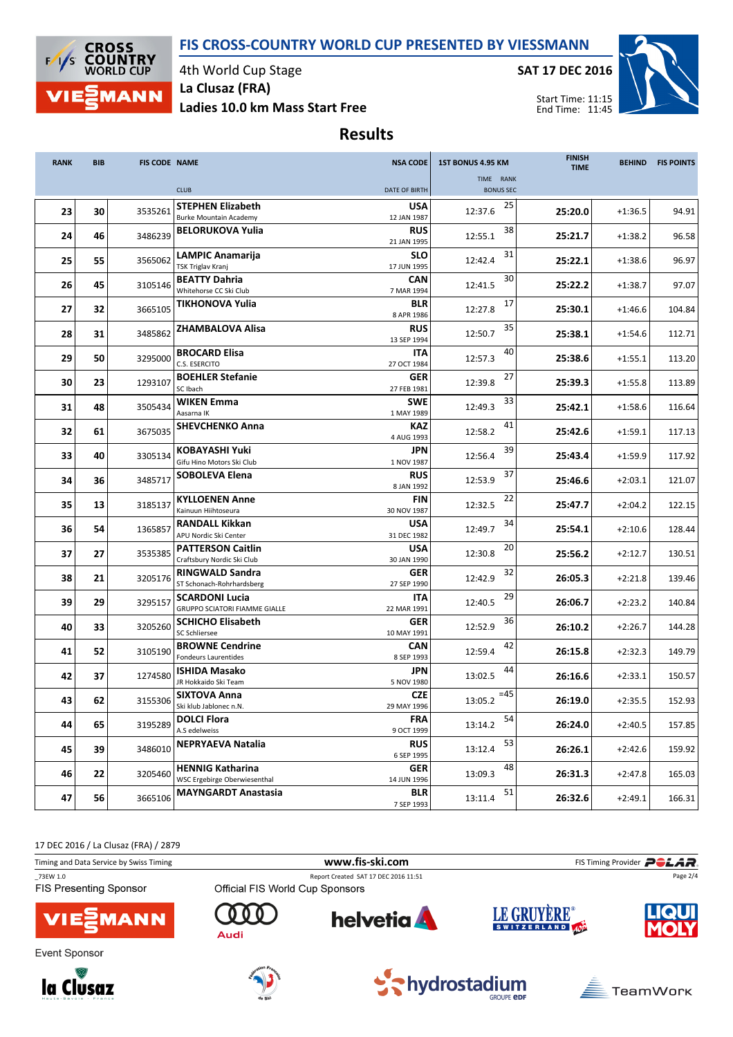# FIS CROSS-COUNTRY WORLD CUP PRESENTED BY VIESSMANN

4th World Cup Stage
La Clusaz (FRA)
Ladies 10.0 km Mass Start Free

SAT 17 DEC 2016

Start Time: 11:15
End Time: 11:45

## Results

| RANK | BIB | FIS CODE | NAME / CLUB | NSA CODE / DATE OF BIRTH | 1ST BONUS 4.95 KM TIME | RANK / BONUS SEC | FINISH TIME | BEHIND | FIS POINTS |
|---|---|---|---|---|---|---|---|---|---|
| 23 | 30 | 3535261 | **STEPHEN Elizabeth** Burke Mountain Academy | **USA** 12 JAN 1987 | 12:37.6 | 25 | **25:20.0** | +1:36.5 | 94.91 |
| 24 | 46 | 3486239 | **BELORUKOVA Yulia** | **RUS** 21 JAN 1995 | 12:55.1 | 38 | **25:21.7** | +1:38.2 | 96.58 |
| 25 | 55 | 3565062 | **LAMPIC Anamarija** TSK Triglav Kranj | **SLO** 17 JUN 1995 | 12:42.4 | 31 | **25:22.1** | +1:38.6 | 96.97 |
| 26 | 45 | 3105146 | **BEATTY Dahria** Whitehorse CC Ski Club | **CAN** 7 MAR 1994 | 12:41.5 | 30 | **25:22.2** | +1:38.7 | 97.07 |
| 27 | 32 | 3665105 | **TIKHONOVA Yulia** | **BLR** 8 APR 1986 | 12:27.8 | 17 | **25:30.1** | +1:46.6 | 104.84 |
| 28 | 31 | 3485862 | **ZHAMBALOVA Alisa** | **RUS** 13 SEP 1994 | 12:50.7 | 35 | **25:38.1** | +1:54.6 | 112.71 |
| 29 | 50 | 3295000 | **BROCARD Elisa** C.S. ESERCITO | **ITA** 27 OCT 1984 | 12:57.3 | 40 | **25:38.6** | +1:55.1 | 113.20 |
| 30 | 23 | 1293107 | **BOEHLER Stefanie** SC Ibach | **GER** 27 FEB 1981 | 12:39.8 | 27 | **25:39.3** | +1:55.8 | 113.89 |
| 31 | 48 | 3505434 | **WIKEN Emma** Aasarna IK | **SWE** 1 MAY 1989 | 12:49.3 | 33 | **25:42.1** | +1:58.6 | 116.64 |
| 32 | 61 | 3675035 | **SHEVCHENKO Anna** | **KAZ** 4 AUG 1993 | 12:58.2 | 41 | **25:42.6** | +1:59.1 | 117.13 |
| 33 | 40 | 3305134 | **KOBAYASHI Yuki** Gifu Hino Motors Ski Club | **JPN** 1 NOV 1987 | 12:56.4 | 39 | **25:43.4** | +1:59.9 | 117.92 |
| 34 | 36 | 3485717 | **SOBOLEVA Elena** | **RUS** 8 JAN 1992 | 12:53.9 | 37 | **25:46.6** | +2:03.1 | 121.07 |
| 35 | 13 | 3185137 | **KYLLOENEN Anne** Kainuun Hiihtoseura | **FIN** 30 NOV 1987 | 12:32.5 | 22 | **25:47.7** | +2:04.2 | 122.15 |
| 36 | 54 | 1365857 | **RANDALL Kikkan** APU Nordic Ski Center | **USA** 31 DEC 1982 | 12:49.7 | 34 | **25:54.1** | +2:10.6 | 128.44 |
| 37 | 27 | 3535385 | **PATTERSON Caitlin** Craftsbury Nordic Ski Club | **USA** 30 JAN 1990 | 12:30.8 | 20 | **25:56.2** | +2:12.7 | 130.51 |
| 38 | 21 | 3205176 | **RINGWALD Sandra** ST Schonach-Rohrhardsberg | **GER** 27 SEP 1990 | 12:42.9 | 32 | **26:05.3** | +2:21.8 | 139.46 |
| 39 | 29 | 3295157 | **SCARDONI Lucia** GRUPPO SCIATORI FIAMME GIALLE | **ITA** 22 MAR 1991 | 12:40.5 | 29 | **26:06.7** | +2:23.2 | 140.84 |
| 40 | 33 | 3205260 | **SCHICHO Elisabeth** SC Schliersee | **GER** 10 MAY 1991 | 12:52.9 | 36 | **26:10.2** | +2:26.7 | 144.28 |
| 41 | 52 | 3105190 | **BROWNE Cendrine** Fondeurs Laurentides | **CAN** 8 SEP 1993 | 12:59.4 | 42 | **26:15.8** | +2:32.3 | 149.79 |
| 42 | 37 | 1274580 | **ISHIDA Masako** JR Hokkaido Ski Team | **JPN** 5 NOV 1980 | 13:02.5 | 44 | **26:16.6** | +2:33.1 | 150.57 |
| 43 | 62 | 3155306 | **SIXTOVA Anna** Ski klub Jablonec n.N. | **CZE** 29 MAY 1996 | 13:05.2 | =45 | **26:19.0** | +2:35.5 | 152.93 |
| 44 | 65 | 3195289 | **DOLCI Flora** A.S edelweiss | **FRA** 9 OCT 1999 | 13:14.2 | 54 | **26:24.0** | +2:40.5 | 157.85 |
| 45 | 39 | 3486010 | **NEPRYAEVA Natalia** | **RUS** 6 SEP 1995 | 13:12.4 | 53 | **26:26.1** | +2:42.6 | 159.92 |
| 46 | 22 | 3205460 | **HENNIG Katharina** WSC Ergebirge Oberwiesenthal | **GER** 14 JUN 1996 | 13:09.3 | 48 | **26:31.3** | +2:47.8 | 165.03 |
| 47 | 56 | 3665106 | **MAYNGARDT Anastasia** | **BLR** 7 SEP 1993 | 13:11.4 | 51 | **26:32.6** | +2:49.1 | 166.31 |

17 DEC 2016 / La Clusaz (FRA) / 2879

Timing and Data Service by Swiss Timing — www.fis-ski.com — FIS Timing Provider POLAR

_73EW 1.0 — Report Created SAT 17 DEC 2016 11:51

FIS Presenting Sponsor: VIESSMANN
Official FIS World Cup Sponsors: Audi, helvetia, LE GRUYÈRE SWITZERLAND AOP, LIQUI MOLY
Event Sponsor: la Clusaz, Fédération Française de Ski, hydrostadium GROUPE EDF, TeamWork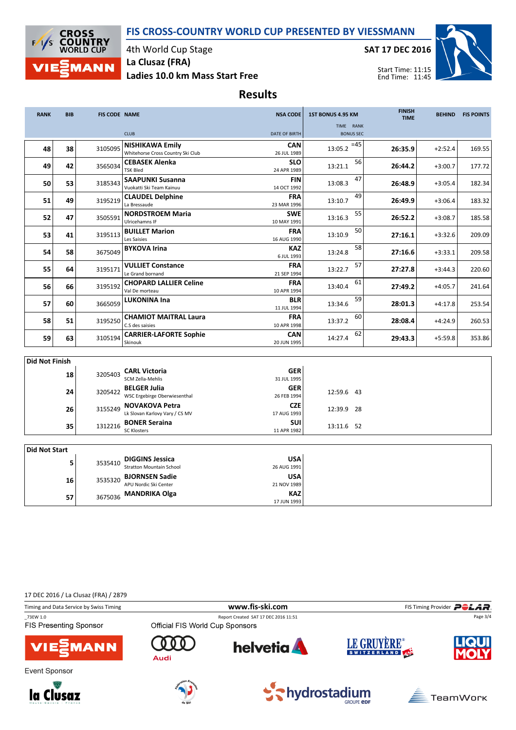# FIS CROSS-COUNTRY WORLD CUP PRESENTED BY VIESSMANN

4th World Cup Stage

La Clusaz (FRA)

Ladies 10.0 km Mass Start Free

SAT 17 DEC 2016

Start Time: 11:15
End Time: 11:45

## Results

| RANK | BIB | FIS CODE | NAME / CLUB | NSA CODE / DATE OF BIRTH | 1ST BONUS 4.95 KM TIME | RANK / BONUS SEC | FINISH TIME | BEHIND | FIS POINTS |
|---|---|---|---|---|---|---|---|---|---|
| 48 | 38 | 3105095 | **NISHIKAWA Emily** Whitehorse Cross Country Ski Club | CAN 26 JUL 1989 | 13:05.2 | =45 | **26:35.9** | +2:52.4 | 169.55 |
| 49 | 42 | 3565034 | **CEBASEK Alenka** TSK Bled | SLO 24 APR 1989 | 13:21.1 | 56 | **26:44.2** | +3:00.7 | 177.72 |
| 50 | 53 | 3185343 | **SAAPUNKI Susanna** Vuokatti Ski Team Kainuu | FIN 14 OCT 1992 | 13:08.3 | 47 | **26:48.9** | +3:05.4 | 182.34 |
| 51 | 49 | 3195219 | **CLAUDEL Delphine** La Bressaude | FRA 23 MAR 1996 | 13:10.7 | 49 | **26:49.9** | +3:06.4 | 183.32 |
| 52 | 47 | 3505591 | **NORDSTROEM Maria** Ulricehamns IF | SWE 10 MAY 1991 | 13:16.3 | 55 | **26:52.2** | +3:08.7 | 185.58 |
| 53 | 41 | 3195113 | **BUILLET Marion** Les Saisies | FRA 16 AUG 1990 | 13:10.9 | 50 | **27:16.1** | +3:32.6 | 209.09 |
| 54 | 58 | 3675049 | **BYKOVA Irina** | KAZ 6 JUL 1993 | 13:24.8 | 58 | **27:16.6** | +3:33.1 | 209.58 |
| 55 | 64 | 3195171 | **VULLIET Constance** Le Grand bornand | FRA 21 SEP 1994 | 13:22.7 | 57 | **27:27.8** | +3:44.3 | 220.60 |
| 56 | 66 | 3195192 | **CHOPARD LALLIER Celine** Val De morteau | FRA 10 APR 1994 | 13:40.4 | 61 | **27:49.2** | +4:05.7 | 241.64 |
| 57 | 60 | 3665059 | **LUKONINA Ina** | BLR 11 JUL 1994 | 13:34.6 | 59 | **28:01.3** | +4:17.8 | 253.54 |
| 58 | 51 | 3195250 | **CHAMIOT MAITRAL Laura** C.S des saisies | FRA 10 APR 1998 | 13:37.2 | 60 | **28:08.4** | +4:24.9 | 260.53 |
| 59 | 63 | 3105194 | **CARRIER-LAFORTE Sophie** Skinouk | CAN 20 JUN 1995 | 14:27.4 | 62 | **29:43.3** | +5:59.8 | 353.86 |

### Did Not Finish

| BIB | FIS CODE | NAME / CLUB | NSA CODE / DATE OF BIRTH | 1ST BONUS 4.95 KM TIME | RANK |
|---|---|---|---|---|---|
| 18 | 3205403 | **CARL Victoria** SCM Zella-Mehlis | GER 31 JUL 1995 | | |
| 24 | 3205422 | **BELGER Julia** WSC Ergebirge Oberwiesenthal | GER 26 FEB 1994 | 12:59.6 | 43 |
| 26 | 3155249 | **NOVAKOVA Petra** Lk Slovan Karlovy Vary / CS MV | CZE 17 AUG 1993 | 12:39.9 | 28 |
| 35 | 1312216 | **BONER Seraina** SC Klosters | SUI 11 APR 1982 | 13:11.6 | 52 |

### Did Not Start

| BIB | FIS CODE | NAME / CLUB | NSA CODE / DATE OF BIRTH |
|---|---|---|---|
| 5 | 3535410 | **DIGGINS Jessica** Stratton Mountain School | USA 26 AUG 1991 |
| 16 | 3535320 | **BJORNSEN Sadie** APU Nordic Ski Center | USA 21 NOV 1989 |
| 57 | 3675036 | **MANDRIKA Olga** | KAZ 17 JUN 1993 |

17 DEC 2016 / La Clusaz (FRA) / 2879

Timing and Data Service by Swiss Timing — www.fis-ski.com — FIS Timing Provider POLAR

_73EW 1.0 — Report Created SAT 17 DEC 2016 11:51

FIS Presenting Sponsor: VIESSMANN

Official FIS World Cup Sponsors: Audi, helvetia, LE GRUYÈRE SWITZERLAND AOP, LIQUI MOLY

Event Sponsor: la Clusaz, Fédération Française de Ski, hydrostadium Groupe EDF, TeamWork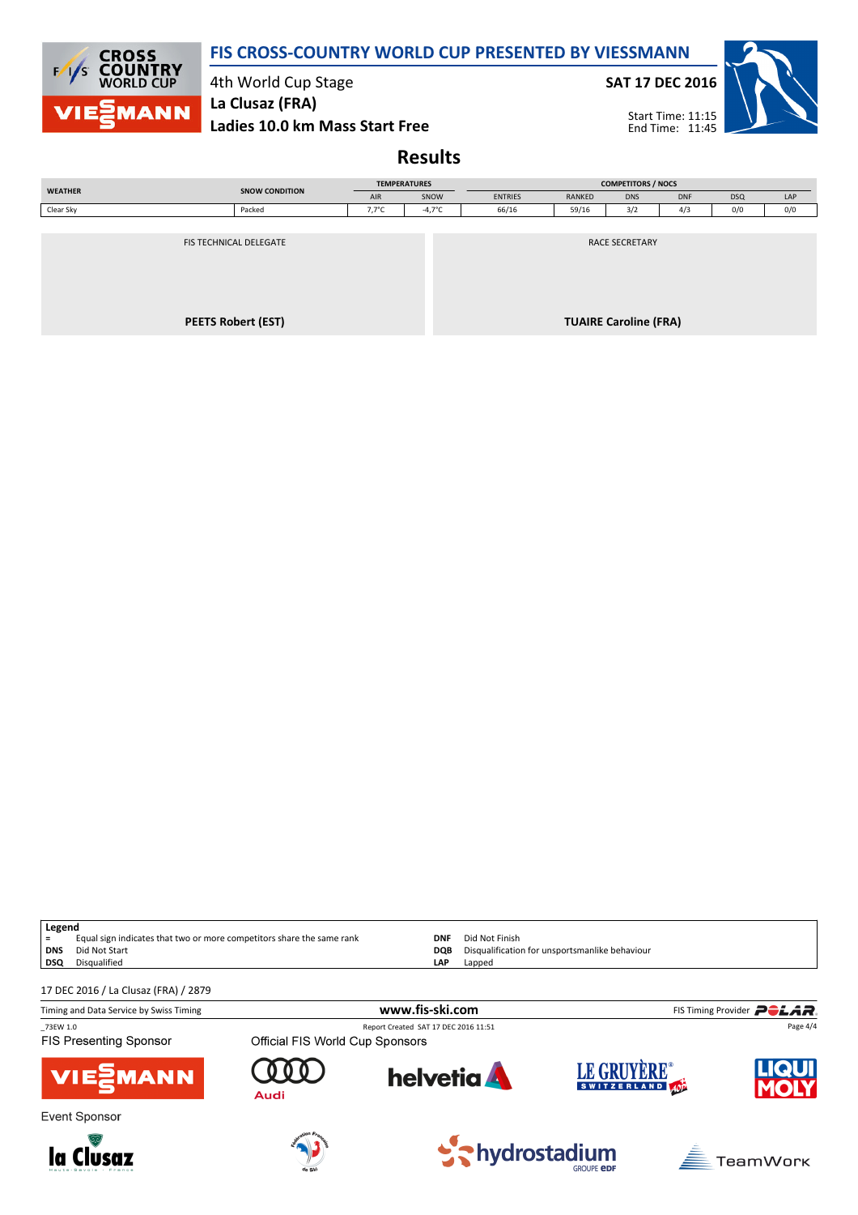# FIS CROSS-COUNTRY WORLD CUP PRESENTED BY VIESSMANN

4th World Cup Stage
**La Clusaz (FRA)**
**Ladies 10.0 km Mass Start Free**

**SAT 17 DEC 2016**

Start Time: 11:15
End Time: 11:45

## Results

| WEATHER | SNOW CONDITION | TEMPERATURES | | COMPETITORS / NOCS | | | | | |
|---|---|---|---|---|---|---|---|---|---|
| | | AIR | SNOW | ENTRIES | RANKED | DNS | DNF | DSQ | LAP |
| Clear Sky | Packed | 7,7°C | -4,7°C | 66/16 | 59/16 | 3/2 | 4/3 | 0/0 | 0/0 |

| FIS TECHNICAL DELEGATE | RACE SECRETARY |
|---|---|
| **PEETS Robert (EST)** | **TUAIRE Caroline (FRA)** |

**Legend**

| | | | |
|---|---|---|---|
| = | Equal sign indicates that two or more competitors share the same rank | **DNF** | Did Not Finish |
| **DNS** | Did Not Start | **DQB** | Disqualification for unsportsmanlike behaviour |
| **DSQ** | Disqualified | **LAP** | Lapped |

17 DEC 2016 / La Clusaz (FRA) / 2879

Timing and Data Service by Swiss Timing | www.fis-ski.com | FIS Timing Provider POLAR

_73EW 1.0 | Report Created SAT 17 DEC 2016 11:51

FIS Presenting Sponsor | Official FIS World Cup Sponsors

Event Sponsor